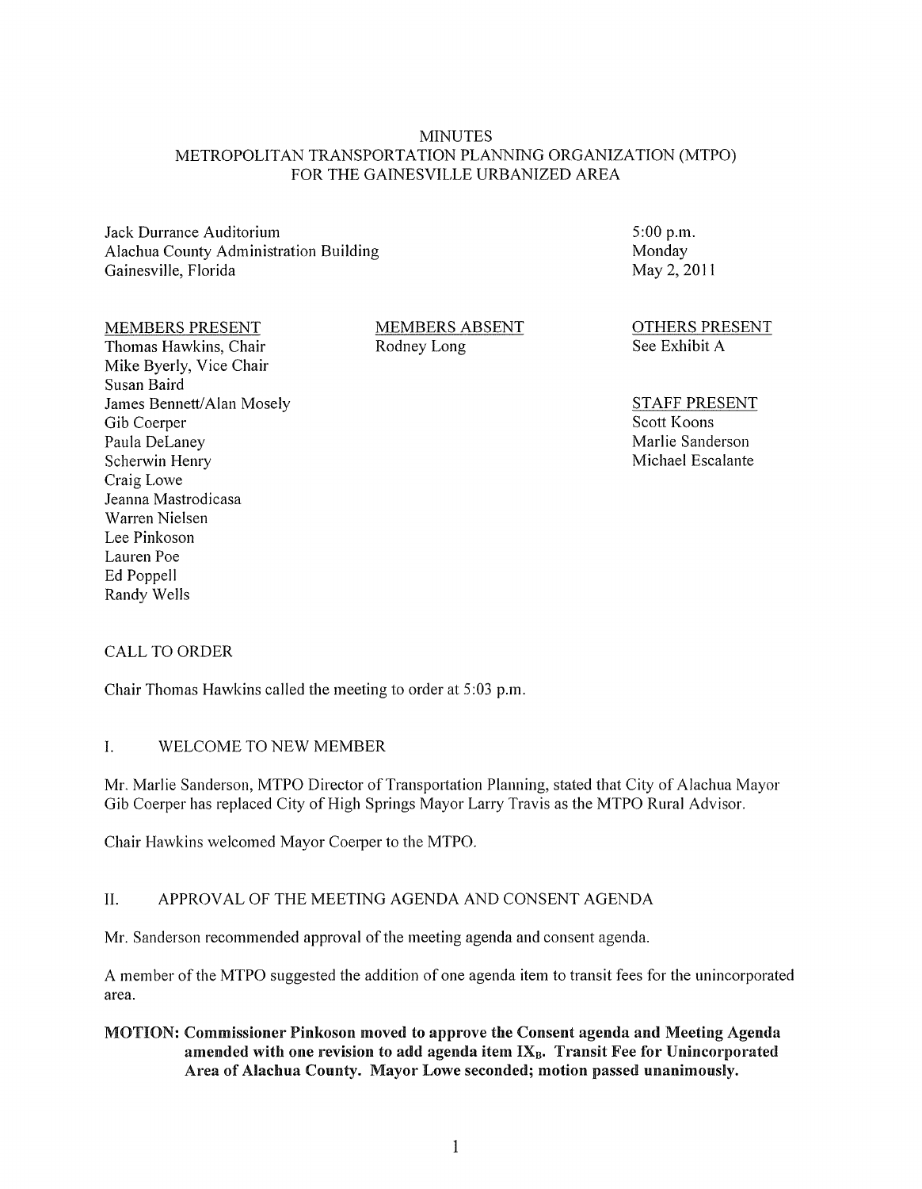# MINUTES
## METROPOLITAN TRANSPORTATION PLANNING ORGANIZATION (MTPO) FOR THE GAINESVILLE URBANIZED AREA

Jack Durrance Auditorium
Alachua County Administration Building
Gainesville, Florida

5:00 p.m.
Monday
May 2, 2011

MEMBERS PRESENT
Thomas Hawkins, Chair
Mike Byerly, Vice Chair
Susan Baird
James Bennett/Alan Mosely
Gib Coerper
Paula DeLaney
Scherwin Henry
Craig Lowe
Jeanna Mastrodicasa
Warren Nielsen
Lee Pinkoson
Lauren Poe
Ed Poppell
Randy Wells

MEMBERS ABSENT
Rodney Long

OTHERS PRESENT
See Exhibit A

STAFF PRESENT
Scott Koons
Marlie Sanderson
Michael Escalante

CALL TO ORDER

Chair Thomas Hawkins called the meeting to order at 5:03 p.m.

I. WELCOME TO NEW MEMBER

Mr. Marlie Sanderson, MTPO Director of Transportation Planning, stated that City of Alachua Mayor Gib Coerper has replaced City of High Springs Mayor Larry Travis as the MTPO Rural Advisor.

Chair Hawkins welcomed Mayor Coerper to the MTPO.

II. APPROVAL OF THE MEETING AGENDA AND CONSENT AGENDA

Mr. Sanderson recommended approval of the meeting agenda and consent agenda.

A member of the MTPO suggested the addition of one agenda item to transit fees for the unincorporated area.

**MOTION: Commissioner Pinkoson moved to approve the Consent agenda and Meeting Agenda amended with one revision to add agenda item $IX_B$. Transit Fee for Unincorporated Area of Alachua County. Mayor Lowe seconded; motion passed unanimously.**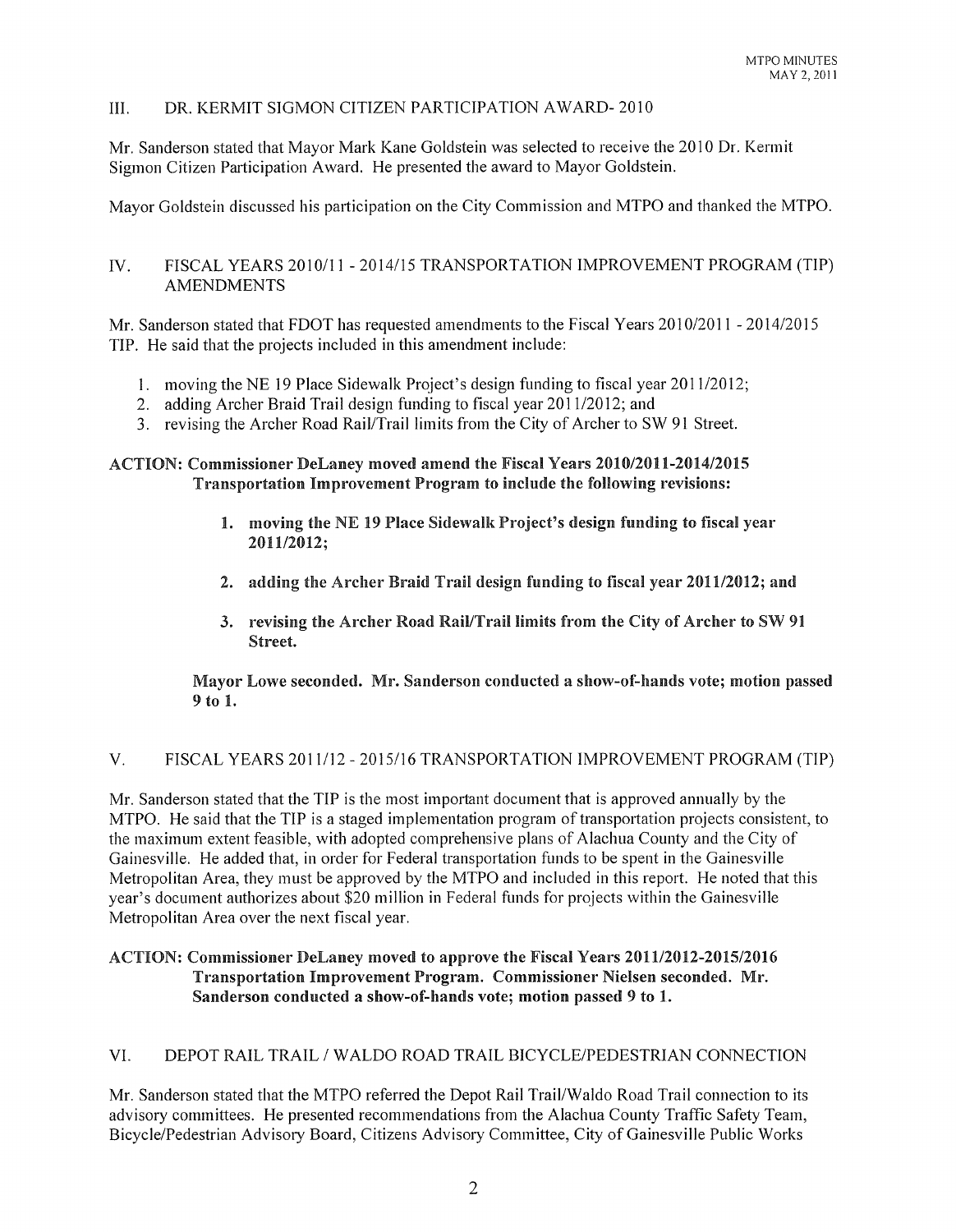## III. DR. KERMIT SIGMON CITIZEN PARTICIPATION AWARD- 2010

Mr. Sanderson stated that Mayor Mark Kane Goldstein was selected to receive the 2010 Dr. Kermit Sigmon Citizen Participation Award. He presented the award to Mayor Goldstein.

Mayor Goldstein discussed his participation on the City Commission and MTPO and thanked the MTPO.

## IV. FISCAL YEARS 2010/11 - 2014/15 TRANSPORTATION IMPROVEMENT PROGRAM (TIP) AMENDMENTS

Mr. Sanderson stated that FDOT has requested amendments to the Fiscal Years 2010/2011 - 2014/2015 TIP. He said that the projects included in this amendment include:

1. moving the NE 19 Place Sidewalk Project's design funding to fiscal year 2011/2012;
2. adding Archer Braid Trail design funding to fiscal year 2011/2012; and
3. revising the Archer Road Rail/Trail limits from the City of Archer to SW 91 Street.

**ACTION: Commissioner DeLaney moved amend the Fiscal Years 2010/2011-2014/2015 Transportation Improvement Program to include the following revisions:**

> **1. moving the NE 19 Place Sidewalk Project's design funding to fiscal year 2011/2012;**
>
> **2. adding the Archer Braid Trail design funding to fiscal year 2011/2012; and**
>
> **3. revising the Archer Road Rail/Trail limits from the City of Archer to SW 91 Street.**

**Mayor Lowe seconded. Mr. Sanderson conducted a show-of-hands vote; motion passed 9 to 1.**

## V. FISCAL YEARS 2011/12 - 2015/16 TRANSPORTATION IMPROVEMENT PROGRAM (TIP)

Mr. Sanderson stated that the TIP is the most important document that is approved annually by the MTPO. He said that the TIP is a staged implementation program of transportation projects consistent, to the maximum extent feasible, with adopted comprehensive plans of Alachua County and the City of Gainesville. He added that, in order for Federal transportation funds to be spent in the Gainesville Metropolitan Area, they must be approved by the MTPO and included in this report. He noted that this year's document authorizes about $20 million in Federal funds for projects within the Gainesville Metropolitan Area over the next fiscal year.

**ACTION: Commissioner DeLaney moved to approve the Fiscal Years 2011/2012-2015/2016 Transportation Improvement Program. Commissioner Nielsen seconded. Mr. Sanderson conducted a show-of-hands vote; motion passed 9 to 1.**

## VI. DEPOT RAIL TRAIL / WALDO ROAD TRAIL BICYCLE/PEDESTRIAN CONNECTION

Mr. Sanderson stated that the MTPO referred the Depot Rail Trail/Waldo Road Trail connection to its advisory committees. He presented recommendations from the Alachua County Traffic Safety Team, Bicycle/Pedestrian Advisory Board, Citizens Advisory Committee, City of Gainesville Public Works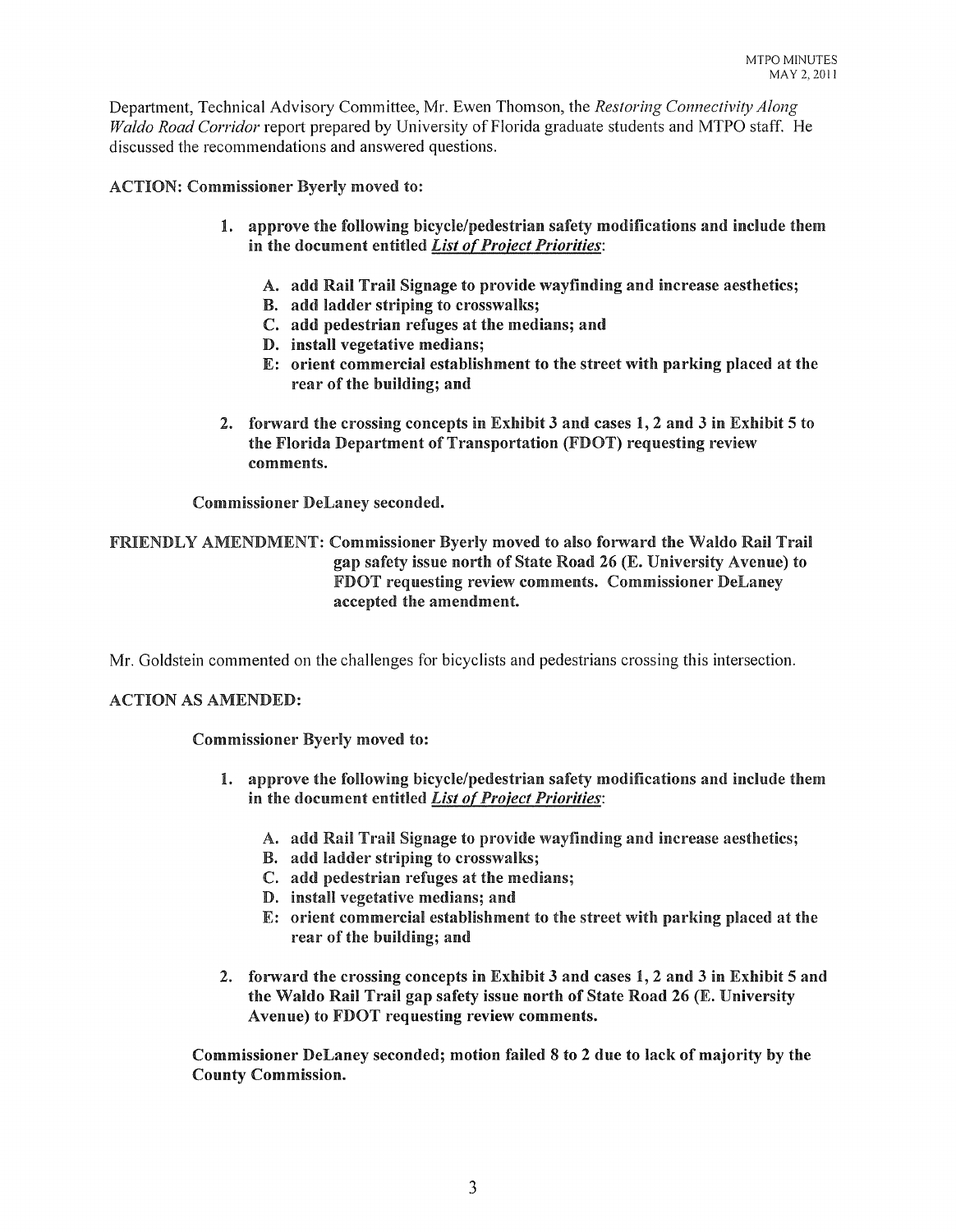Department, Technical Advisory Committee, Mr. Ewen Thomson, the *Restoring Connectivity Along Waldo Road Corridor* report prepared by University of Florida graduate students and MTPO staff. He discussed the recommendations and answered questions.

**ACTION: Commissioner Byerly moved to:**

> **1. approve the following bicycle/pedestrian safety modifications and include them in the document entitled *List of Project Priorities*:**
>
> > **A. add Rail Trail Signage to provide wayfinding and increase aesthetics;**
> > **B. add ladder striping to crosswalks;**
> > **C. add pedestrian refuges at the medians; and**
> > **D. install vegetative medians;**
> > **E: orient commercial establishment to the street with parking placed at the rear of the building; and**
>
> **2. forward the crossing concepts in Exhibit 3 and cases 1, 2 and 3 in Exhibit 5 to the Florida Department of Transportation (FDOT) requesting review comments.**

**Commissioner DeLaney seconded.**

**FRIENDLY AMENDMENT: Commissioner Byerly moved to also forward the Waldo Rail Trail gap safety issue north of State Road 26 (E. University Avenue) to FDOT requesting review comments. Commissioner DeLaney accepted the amendment.**

Mr. Goldstein commented on the challenges for bicyclists and pedestrians crossing this intersection.

**ACTION AS AMENDED:**

**Commissioner Byerly moved to:**

> **1. approve the following bicycle/pedestrian safety modifications and include them in the document entitled *List of Project Priorities*:**
>
> > **A. add Rail Trail Signage to provide wayfinding and increase aesthetics;**
> > **B. add ladder striping to crosswalks;**
> > **C. add pedestrian refuges at the medians;**
> > **D. install vegetative medians; and**
> > **E: orient commercial establishment to the street with parking placed at the rear of the building; and**
>
> **2. forward the crossing concepts in Exhibit 3 and cases 1, 2 and 3 in Exhibit 5 and the Waldo Rail Trail gap safety issue north of State Road 26 (E. University Avenue) to FDOT requesting review comments.**

**Commissioner DeLaney seconded; motion failed 8 to 2 due to lack of majority by the County Commission.**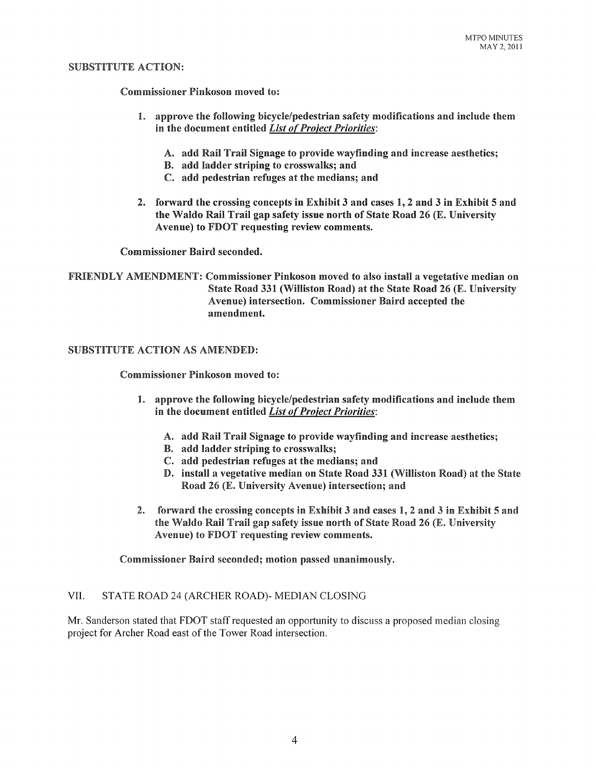**SUBSTITUTE ACTION:**

**Commissioner Pinkoson moved to:**

1. **approve the following bicycle/pedestrian safety modifications and include them in the document entitled _List of Project Priorities_:**

    A. **add Rail Trail Signage to provide wayfinding and increase aesthetics;**
    B. **add ladder striping to crosswalks; and**
    C. **add pedestrian refuges at the medians; and**

2. **forward the crossing concepts in Exhibit 3 and cases 1, 2 and 3 in Exhibit 5 and the Waldo Rail Trail gap safety issue north of State Road 26 (E. University Avenue) to FDOT requesting review comments.**

**Commissioner Baird seconded.**

**FRIENDLY AMENDMENT: Commissioner Pinkoson moved to also install a vegetative median on State Road 331 (Williston Road) at the State Road 26 (E. University Avenue) intersection. Commissioner Baird accepted the amendment.**

**SUBSTITUTE ACTION AS AMENDED:**

**Commissioner Pinkoson moved to:**

1. **approve the following bicycle/pedestrian safety modifications and include them in the document entitled _List of Project Priorities_:**

    A. **add Rail Trail Signage to provide wayfinding and increase aesthetics;**
    B. **add ladder striping to crosswalks;**
    C. **add pedestrian refuges at the medians; and**
    D. **install a vegetative median on State Road 331 (Williston Road) at the State Road 26 (E. University Avenue) intersection; and**

2. **forward the crossing concepts in Exhibit 3 and cases 1, 2 and 3 in Exhibit 5 and the Waldo Rail Trail gap safety issue north of State Road 26 (E. University Avenue) to FDOT requesting review comments.**

**Commissioner Baird seconded; motion passed unanimously.**

## VII. STATE ROAD 24 (ARCHER ROAD)- MEDIAN CLOSING

Mr. Sanderson stated that FDOT staff requested an opportunity to discuss a proposed median closing project for Archer Road east of the Tower Road intersection.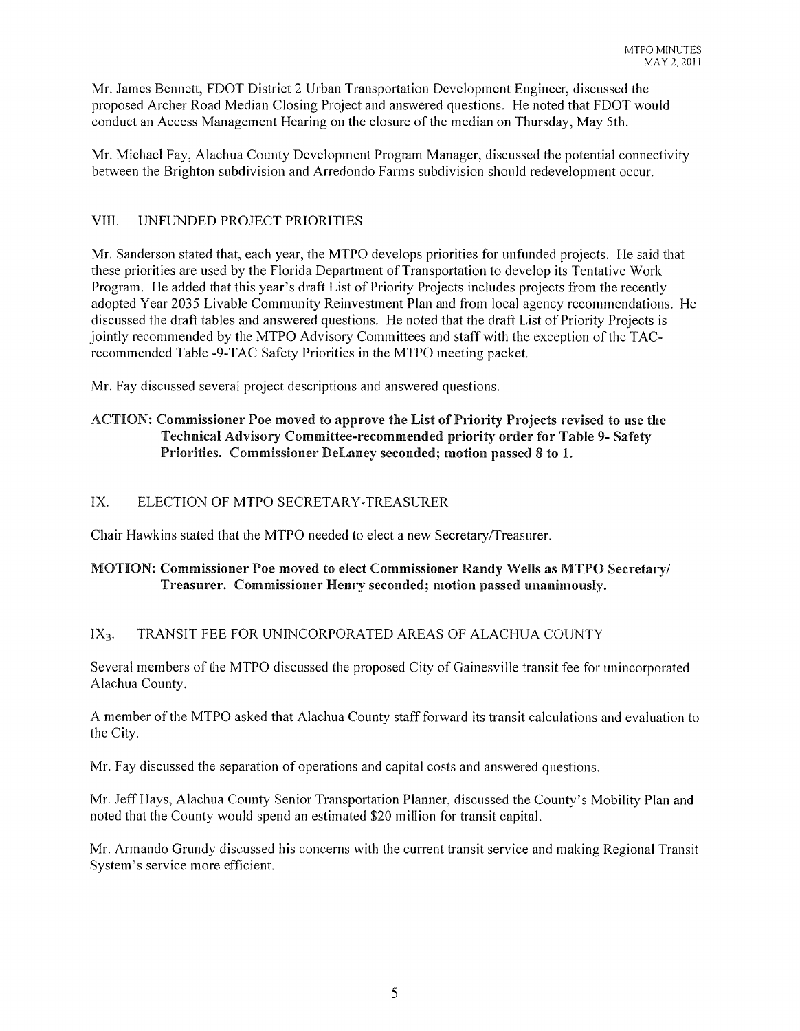Mr. James Bennett, FDOT District 2 Urban Transportation Development Engineer, discussed the proposed Archer Road Median Closing Project and answered questions. He noted that FDOT would conduct an Access Management Hearing on the closure of the median on Thursday, May 5th.

Mr. Michael Fay, Alachua County Development Program Manager, discussed the potential connectivity between the Brighton subdivision and Arredondo Farms subdivision should redevelopment occur.

## VIII. UNFUNDED PROJECT PRIORITIES

Mr. Sanderson stated that, each year, the MTPO develops priorities for unfunded projects. He said that these priorities are used by the Florida Department of Transportation to develop its Tentative Work Program. He added that this year's draft List of Priority Projects includes projects from the recently adopted Year 2035 Livable Community Reinvestment Plan and from local agency recommendations. He discussed the draft tables and answered questions. He noted that the draft List of Priority Projects is jointly recommended by the MTPO Advisory Committees and staff with the exception of the TAC-recommended Table -9-TAC Safety Priorities in the MTPO meeting packet.

Mr. Fay discussed several project descriptions and answered questions.

**ACTION: Commissioner Poe moved to approve the List of Priority Projects revised to use the Technical Advisory Committee-recommended priority order for Table 9- Safety Priorities. Commissioner DeLaney seconded; motion passed 8 to 1.**

## IX. ELECTION OF MTPO SECRETARY-TREASURER

Chair Hawkins stated that the MTPO needed to elect a new Secretary/Treasurer.

**MOTION: Commissioner Poe moved to elect Commissioner Randy Wells as MTPO Secretary/ Treasurer. Commissioner Henry seconded; motion passed unanimously.**

## $IX_B$. TRANSIT FEE FOR UNINCORPORATED AREAS OF ALACHUA COUNTY

Several members of the MTPO discussed the proposed City of Gainesville transit fee for unincorporated Alachua County.

A member of the MTPO asked that Alachua County staff forward its transit calculations and evaluation to the City.

Mr. Fay discussed the separation of operations and capital costs and answered questions.

Mr. Jeff Hays, Alachua County Senior Transportation Planner, discussed the County's Mobility Plan and noted that the County would spend an estimated $20 million for transit capital.

Mr. Armando Grundy discussed his concerns with the current transit service and making Regional Transit System's service more efficient.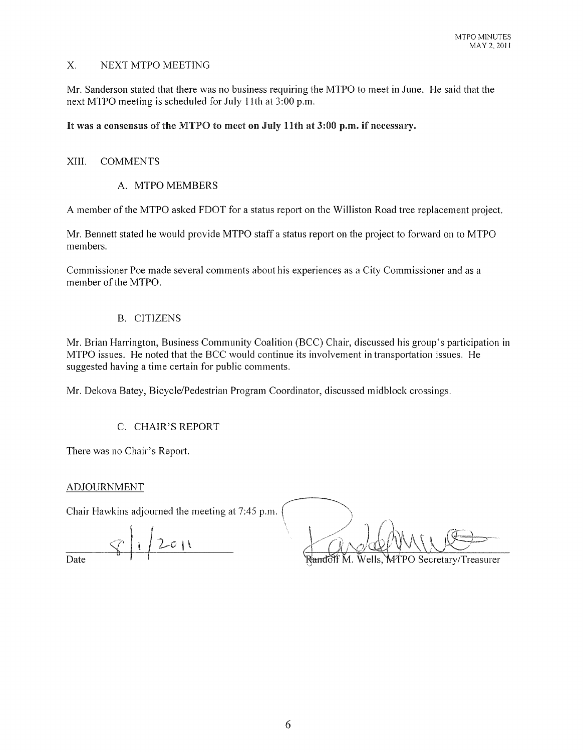## X. NEXT MTPO MEETING

Mr. Sanderson stated that there was no business requiring the MTPO to meet in June. He said that the next MTPO meeting is scheduled for July 11th at 3:00 p.m.

**It was a consensus of the MTPO to meet on July 11th at 3:00 p.m. if necessary.**

## XIII. COMMENTS

### A. MTPO MEMBERS

A member of the MTPO asked FDOT for a status report on the Williston Road tree replacement project.

Mr. Bennett stated he would provide MTPO staff a status report on the project to forward on to MTPO members.

Commissioner Poe made several comments about his experiences as a City Commissioner and as a member of the MTPO.

### B. CITIZENS

Mr. Brian Harrington, Business Community Coalition (BCC) Chair, discussed his group's participation in MTPO issues. He noted that the BCC would continue its involvement in transportation issues. He suggested having a time certain for public comments.

Mr. Dekova Batey, Bicycle/Pedestrian Program Coordinator, discussed midblock crossings.

### C. CHAIR'S REPORT

There was no Chair's Report.

ADJOURNMENT

Chair Hawkins adjourned the meeting at 7:45 p.m.

8/1/2011
Date

Randolf M. Wells, MTPO Secretary/Treasurer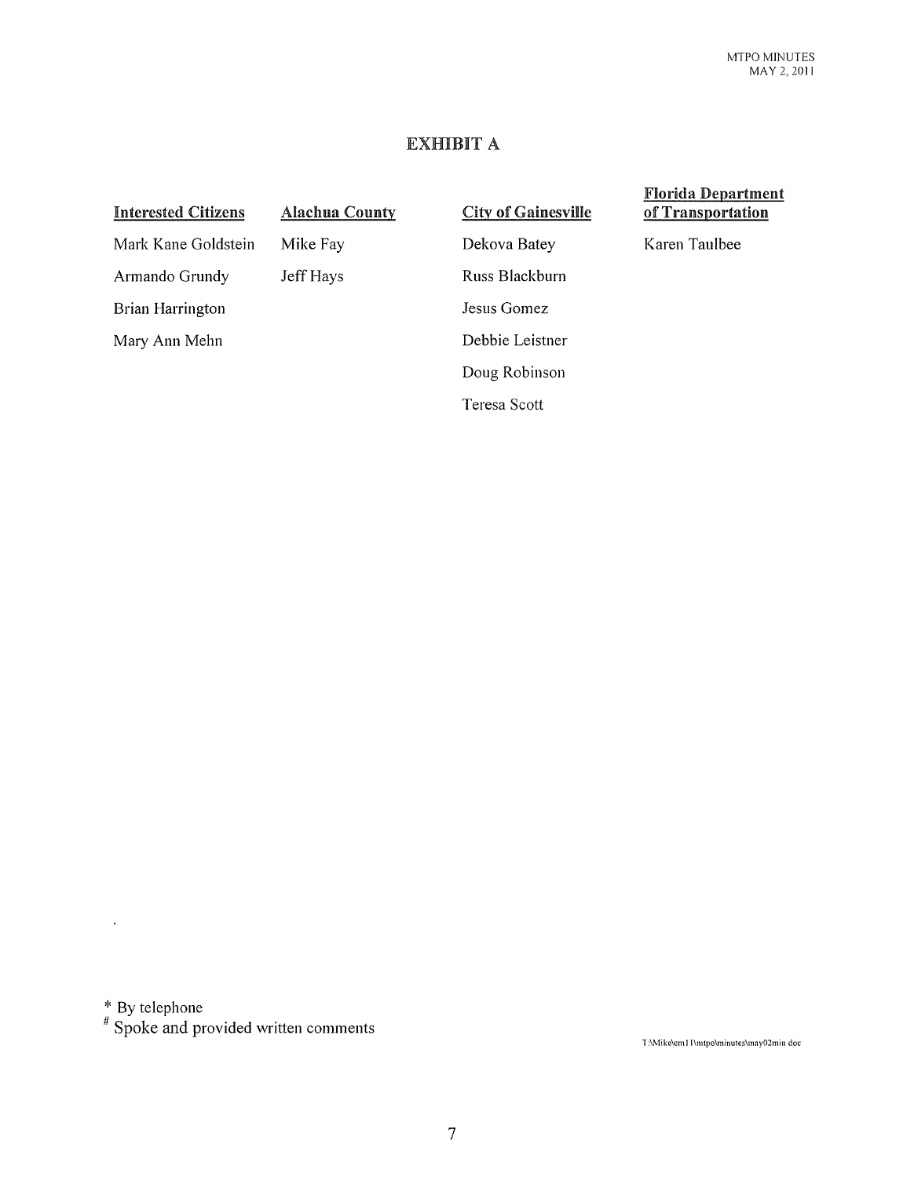# EXHIBIT A

| Interested Citizens | Alachua County | City of Gainesville | Florida Department of Transportation |
|---|---|---|---|
| Mark Kane Goldstein | Mike Fay | Dekova Batey | Karen Taulbee |
| Armando Grundy | Jeff Hays | Russ Blackburn | |
| Brian Harrington | | Jesus Gomez | |
| Mary Ann Mehn | | Debbie Leistner | |
| | | Doug Robinson | |
| | | Teresa Scott | |

\* By telephone

\# Spoke and provided written comments

T:\Mike\em11\mtpo\minutes\may02min.doc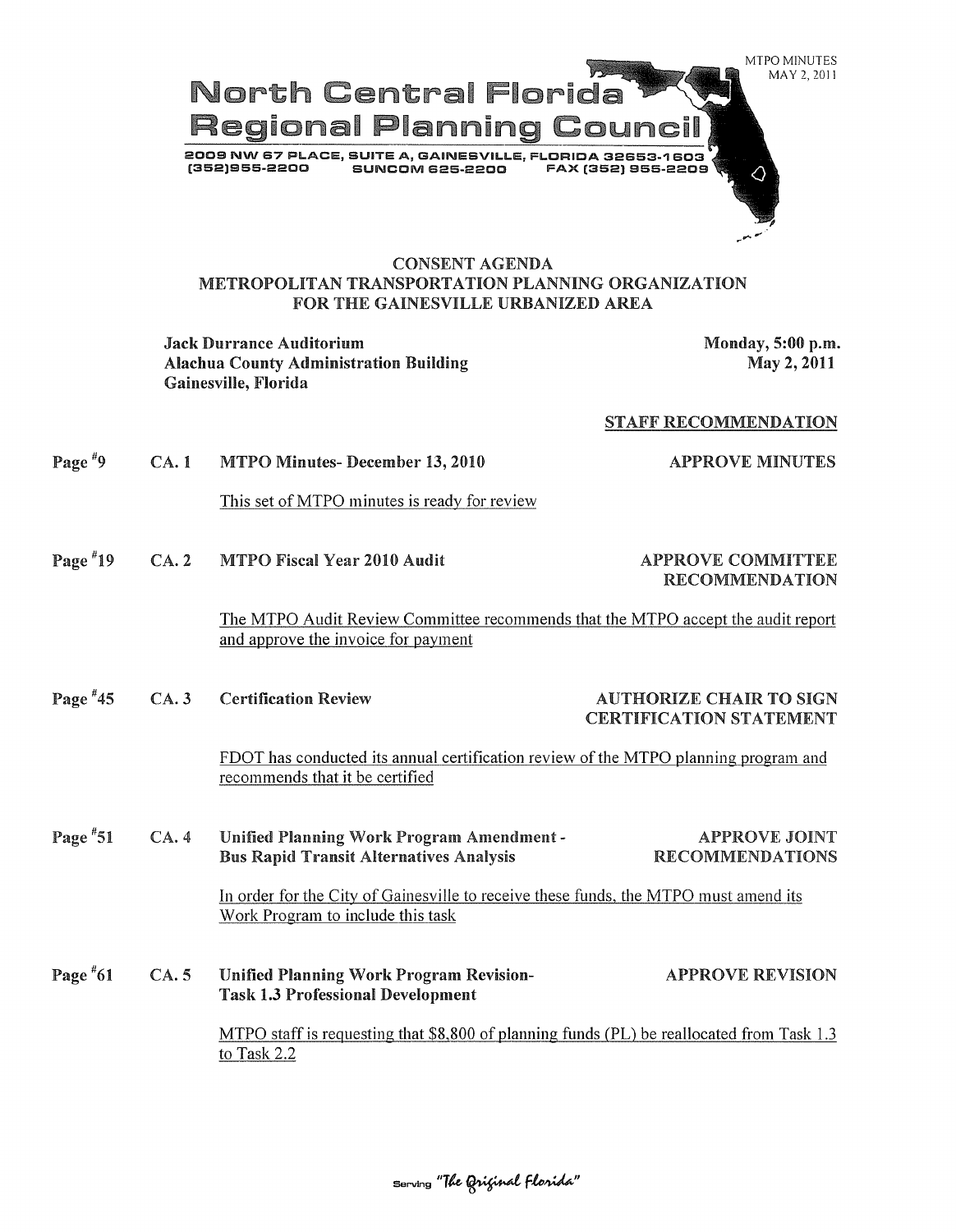MTPO MINUTES
MAY 2, 2011

# North Central Florida Regional Planning Council

2009 NW 67 PLACE, SUITE A, GAINESVILLE, FLORIDA 32653-1603
(352)955-2200 SUNCOM 625-2200 FAX (352) 955-2209

## CONSENT AGENDA
## METROPOLITAN TRANSPORTATION PLANNING ORGANIZATION FOR THE GAINESVILLE URBANIZED AREA

**Jack Durrance Auditorium**
**Alachua County Administration Building**
**Gainesville, Florida**

**Monday, 5:00 p.m.**
**May 2, 2011**

STAFF RECOMMENDATION

**Page #9 CA. 1 MTPO Minutes- December 13, 2010** — **APPROVE MINUTES**

This set of MTPO minutes is ready for review

**Page #19 CA. 2 MTPO Fiscal Year 2010 Audit** — **APPROVE COMMITTEE RECOMMENDATION**

The MTPO Audit Review Committee recommends that the MTPO accept the audit report and approve the invoice for payment

**Page #45 CA. 3 Certification Review** — **AUTHORIZE CHAIR TO SIGN CERTIFICATION STATEMENT**

FDOT has conducted its annual certification review of the MTPO planning program and recommends that it be certified

**Page #51 CA. 4 Unified Planning Work Program Amendment - Bus Rapid Transit Alternatives Analysis** — **APPROVE JOINT RECOMMENDATIONS**

In order for the City of Gainesville to receive these funds, the MTPO must amend its Work Program to include this task

**Page #61 CA. 5 Unified Planning Work Program Revision- Task 1.3 Professional Development** — **APPROVE REVISION**

MTPO staff is requesting that $8,800 of planning funds (PL) be reallocated from Task 1.3 to Task 2.2

Serving "The Original Florida"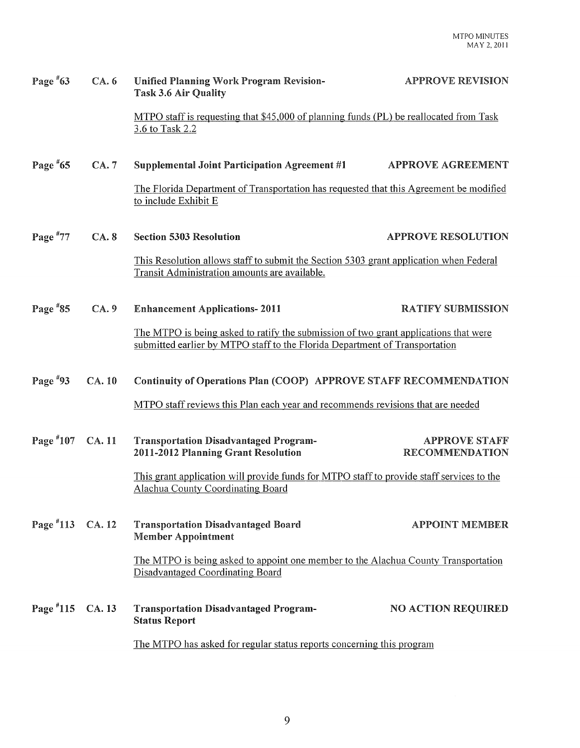Page #63 CA. 6 **Unified Planning Work Program Revision- Task 3.6 Air Quality** **APPROVE REVISION**

MTPO staff is requesting that $45,000 of planning funds (PL) be reallocated from Task 3.6 to Task 2.2

Page #65 CA. 7 **Supplemental Joint Participation Agreement #1** **APPROVE AGREEMENT**

The Florida Department of Transportation has requested that this Agreement be modified to include Exhibit E

Page #77 CA. 8 **Section 5303 Resolution** **APPROVE RESOLUTION**

This Resolution allows staff to submit the Section 5303 grant application when Federal Transit Administration amounts are available.

Page #85 CA. 9 **Enhancement Applications- 2011** **RATIFY SUBMISSION**

The MTPO is being asked to ratify the submission of two grant applications that were submitted earlier by MTPO staff to the Florida Department of Transportation

Page #93 CA. 10 **Continuity of Operations Plan (COOP)** **APPROVE STAFF RECOMMENDATION**

MTPO staff reviews this Plan each year and recommends revisions that are needed

Page #107 CA. 11 **Transportation Disadvantaged Program- 2011-2012 Planning Grant Resolution** **APPROVE STAFF RECOMMENDATION**

This grant application will provide funds for MTPO staff to provide staff services to the Alachua County Coordinating Board

Page #113 CA. 12 **Transportation Disadvantaged Board Member Appointment** **APPOINT MEMBER**

The MTPO is being asked to appoint one member to the Alachua County Transportation Disadvantaged Coordinating Board

Page #115 CA. 13 **Transportation Disadvantaged Program- Status Report** **NO ACTION REQUIRED**

The MTPO has asked for regular status reports concerning this program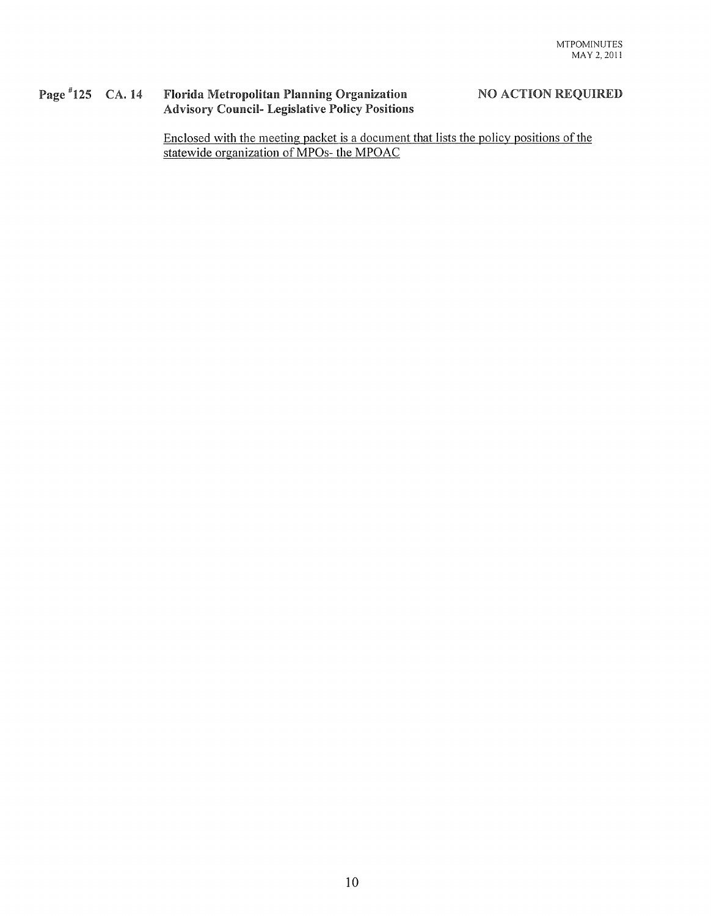**Page #125 CA. 14 Florida Metropolitan Planning Organization Advisory Council- Legislative Policy Positions** **NO ACTION REQUIRED**

Enclosed with the meeting packet is a document that lists the policy positions of the statewide organization of MPOs- the MPOAC